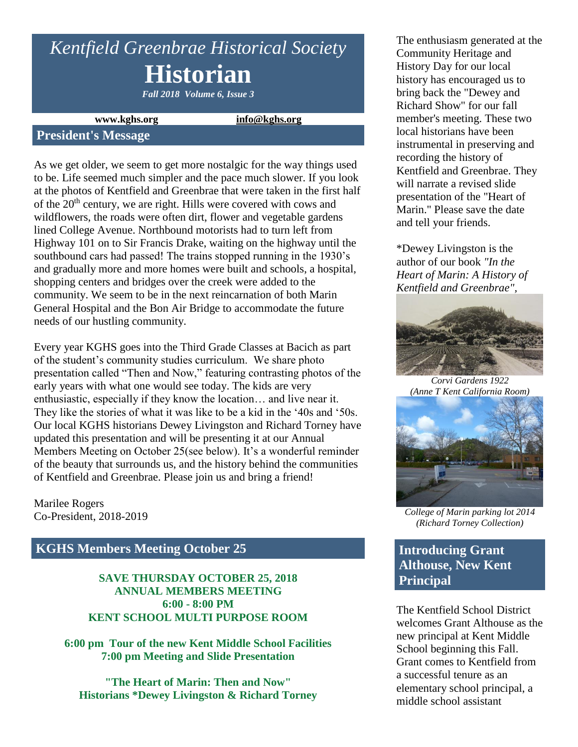# *Kentfield Greenbrae Historical Society*

# Historian

***Fall 2018 Volume 6, Issue 3***

**www.kghs.org** **info@kghs.org**

## President's Message

As we get older, we seem to get more nostalgic for the way things used to be. Life seemed much simpler and the pace much slower. If you look at the photos of Kentfield and Greenbrae that were taken in the first half of the 20th century, we are right. Hills were covered with cows and wildflowers, the roads were often dirt, flower and vegetable gardens lined College Avenue. Northbound motorists had to turn left from Highway 101 on to Sir Francis Drake, waiting on the highway until the southbound cars had passed! The trains stopped running in the 1930's and gradually more and more homes were built and schools, a hospital, shopping centers and bridges over the creek were added to the community. We seem to be in the next reincarnation of both Marin General Hospital and the Bon Air Bridge to accommodate the future needs of our hustling community.

Every year KGHS goes into the Third Grade Classes at Bacich as part of the student's community studies curriculum. We share photo presentation called "Then and Now," featuring contrasting photos of the early years with what one would see today. The kids are very enthusiastic, especially if they know the location… and live near it. They like the stories of what it was like to be a kid in the '40s and '50s. Our local KGHS historians Dewey Livingston and Richard Torney have updated this presentation and will be presenting it at our Annual Members Meeting on October 25(see below). It's a wonderful reminder of the beauty that surrounds us, and the history behind the communities of Kentfield and Greenbrae. Please join us and bring a friend!

Marilee Rogers
Co-President, 2018-2019

## KGHS Members Meeting October 25

**SAVE THURSDAY OCTOBER 25, 2018**
**ANNUAL MEMBERS MEETING**
**6:00 - 8:00 PM**
**KENT SCHOOL MULTI PURPOSE ROOM**

**6:00 pm Tour of the new Kent Middle School Facilities**
**7:00 pm Meeting and Slide Presentation**

**"The Heart of Marin: Then and Now"**
**Historians *Dewey Livingston & Richard Torney**

The enthusiasm generated at the Community Heritage and History Day for our local history has encouraged us to bring back the "Dewey and Richard Show" for our fall member's meeting. These two local historians have been instrumental in preserving and recording the history of Kentfield and Greenbrae. They will narrate a revised slide presentation of the "Heart of Marin." Please save the date and tell your friends.

*Dewey Livingston is the author of our book *"In the Heart of Marin: A History of Kentfield and Greenbrae",*

*Corvi Gardens 1922 (Anne T Kent California Room)*

*College of Marin parking lot 2014 (Richard Torney Collection)*

## Introducing Grant Althouse, New Kent Principal

The Kentfield School District welcomes Grant Althouse as the new principal at Kent Middle School beginning this Fall. Grant comes to Kentfield from a successful tenure as an elementary school principal, a middle school assistant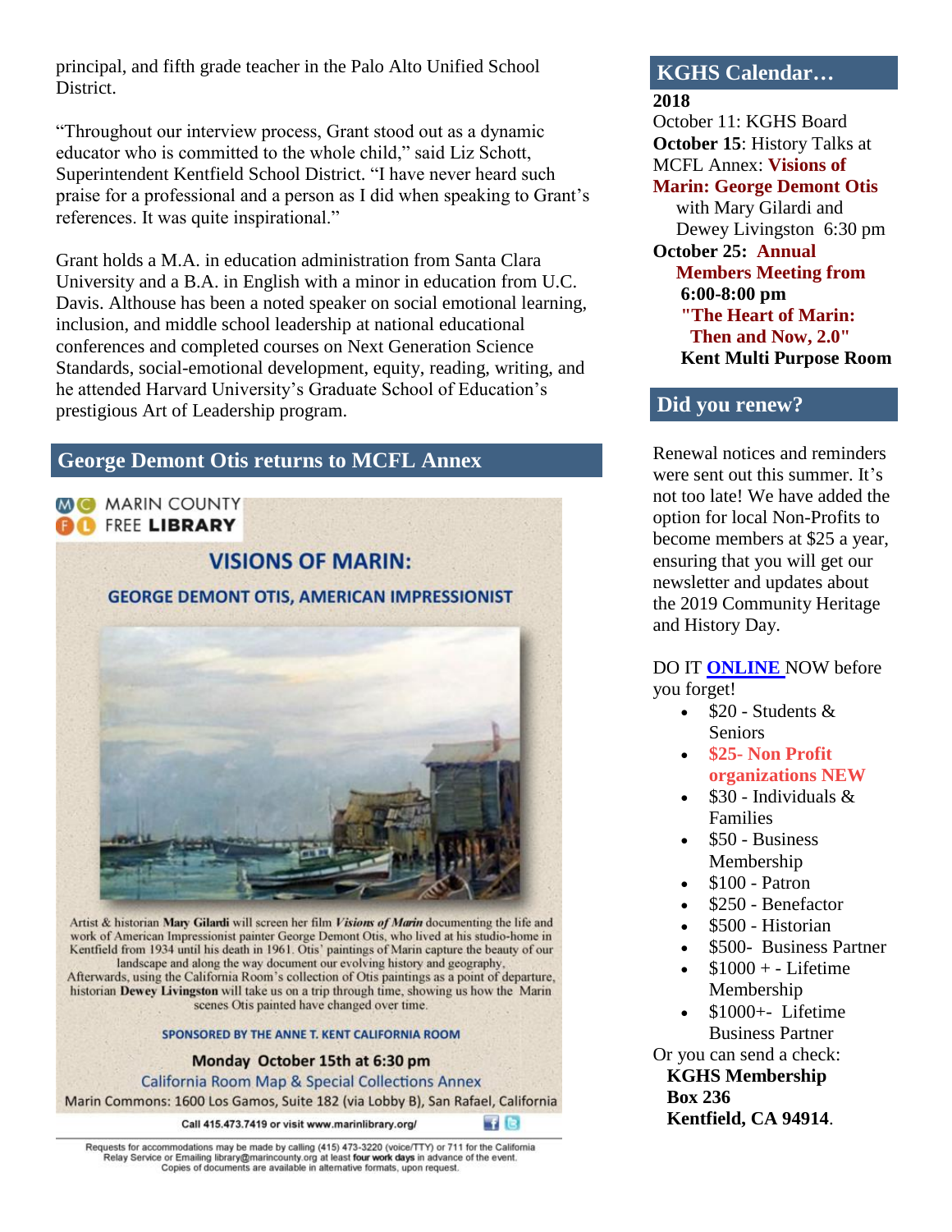principal, and fifth grade teacher in the Palo Alto Unified School District.

"Throughout our interview process, Grant stood out as a dynamic educator who is committed to the whole child," said Liz Schott, Superintendent Kentfield School District. "I have never heard such praise for a professional and a person as I did when speaking to Grant's references. It was quite inspirational."

Grant holds a M.A. in education administration from Santa Clara University and a B.A. in English with a minor in education from U.C. Davis. Althouse has been a noted speaker on social emotional learning, inclusion, and middle school leadership at national educational conferences and completed courses on Next Generation Science Standards, social-emotional development, equity, reading, writing, and he attended Harvard University's Graduate School of Education's prestigious Art of Leadership program.

## George Demont Otis returns to MCFL Annex

MARIN COUNTY FREE LIBRARY

### VISIONS OF MARIN:

#### GEORGE DEMONT OTIS, AMERICAN IMPRESSIONIST

Artist & historian **Mary Gilardi** will screen her film ***Visions of Marin*** documenting the life and work of American Impressionist painter George Demont Otis, who lived at his studio-home in Kentfield from 1934 until his death in 1961. Otis' paintings of Marin capture the beauty of our landscape and along the way document our evolving history and geography. Afterwards, using the California Room's collection of Otis paintings as a point of departure, historian **Dewey Livingston** will take us on a trip through time, showing us how the Marin scenes Otis painted have changed over time.

SPONSORED BY THE ANNE T. KENT CALIFORNIA ROOM

**Monday October 15th at 6:30 pm**

California Room Map & Special Collections Annex

Marin Commons: 1600 Los Gamos, Suite 182 (via Lobby B), San Rafael, California

Call 415.473.7419 or visit www.marinlibrary.org/

Requests for accommodations may be made by calling (415) 473-3220 (voice/TTY) or 711 for the California Relay Service or Emailing library@marincounty.org at least **four work days** in advance of the event. Copies of documents are available in alternative formats, upon request.

## KGHS Calendar…

**2018**

October 11: KGHS Board

**October 15**: History Talks at MCFL Annex: **Visions of Marin: George Demont Otis** with Mary Gilardi and Dewey Livingston 6:30 pm

**October 25: Annual Members Meeting from 6:00-8:00 pm "The Heart of Marin: Then and Now, 2.0" Kent Multi Purpose Room**

## Did you renew?

Renewal notices and reminders were sent out this summer. It's not too late! We have added the option for local Non-Profits to become members at $25 a year, ensuring that you will get our newsletter and updates about the 2019 Community Heritage and History Day.

DO IT **ONLINE** NOW before you forget!

- $20 - Students & Seniors
- **$25- Non Profit organizations NEW**
- $30 - Individuals & Families
- $50 - Business Membership
- $100 - Patron
- $250 - Benefactor
- $500 - Historian
- $500- Business Partner
- $1000 + - Lifetime Membership
- $1000+- Lifetime Business Partner

Or you can send a check:

**KGHS Membership**
**Box 236**
**Kentfield, CA 94914**.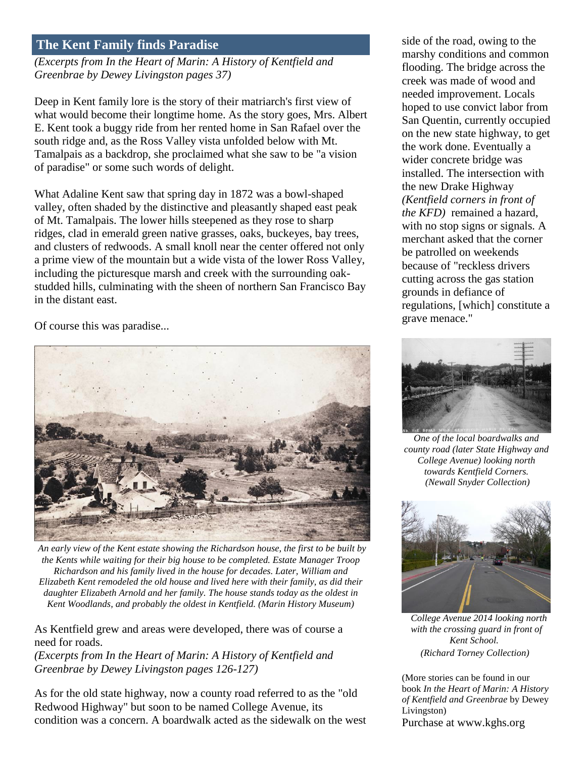## The Kent Family finds Paradise

*(Excerpts from In the Heart of Marin: A History of Kentfield and Greenbrae by Dewey Livingston pages 37)*

Deep in Kent family lore is the story of their matriarch's first view of what would become their longtime home. As the story goes, Mrs. Albert E. Kent took a buggy ride from her rented home in San Rafael over the south ridge and, as the Ross Valley vista unfolded below with Mt. Tamalpais as a backdrop, she proclaimed what she saw to be "a vision of paradise" or some such words of delight.

What Adaline Kent saw that spring day in 1872 was a bowl-shaped valley, often shaded by the distinctive and pleasantly shaped east peak of Mt. Tamalpais. The lower hills steepened as they rose to sharp ridges, clad in emerald green native grasses, oaks, buckeyes, bay trees, and clusters of redwoods. A small knoll near the center offered not only a prime view of the mountain but a wide vista of the lower Ross Valley, including the picturesque marsh and creek with the surrounding oak-studded hills, culminating with the sheen of northern San Francisco Bay in the distant east.

Of course this was paradise...

*An early view of the Kent estate showing the Richardson house, the first to be built by the Kents while waiting for their big house to be completed. Estate Manager Troop Richardson and his family lived in the house for decades. Later, William and Elizabeth Kent remodeled the old house and lived here with their family, as did their daughter Elizabeth Arnold and her family. The house stands today as the oldest in Kent Woodlands, and probably the oldest in Kentfield. (Marin History Museum)*

As Kentfield grew and areas were developed, there was of course a need for roads.

*(Excerpts from In the Heart of Marin: A History of Kentfield and Greenbrae by Dewey Livingston pages 126-127)*

As for the old state highway, now a county road referred to as the "old Redwood Highway" but soon to be named College Avenue, its condition was a concern. A boardwalk acted as the sidewalk on the west side of the road, owing to the marshy conditions and common flooding. The bridge across the creek was made of wood and needed improvement. Locals hoped to use convict labor from San Quentin, currently occupied on the new state highway, to get the work done. Eventually a wider concrete bridge was installed. The intersection with the new Drake Highway *(Kentfield corners in front of the KFD)* remained a hazard, with no stop signs or signals. A merchant asked that the corner be patrolled on weekends because of "reckless drivers cutting across the gas station grounds in defiance of regulations, [which] constitute a grave menace."

*One of the local boardwalks and county road (later State Highway and College Avenue) looking north towards Kentfield Corners. (Newall Snyder Collection)*

*College Avenue 2014 looking north with the crossing guard in front of Kent School. (Richard Torney Collection)*

(More stories can be found in our book *In the Heart of Marin: A History of Kentfield and Greenbrae* by Dewey Livingston)

Purchase at www.kghs.org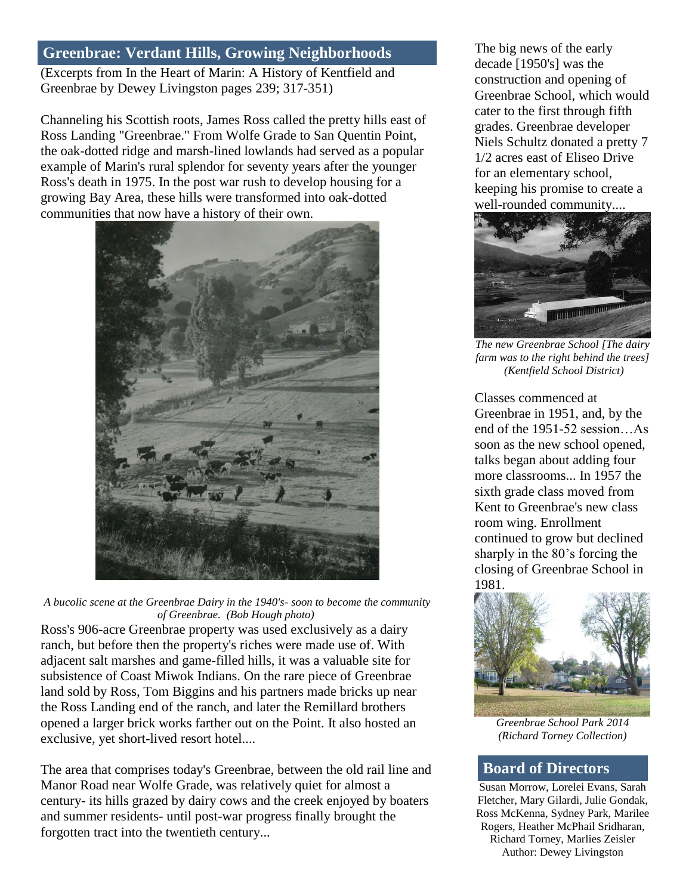## Greenbrae: Verdant Hills, Growing Neighborhoods

(Excerpts from In the Heart of Marin: A History of Kentfield and Greenbrae by Dewey Livingston pages 239; 317-351)

Channeling his Scottish roots, James Ross called the pretty hills east of Ross Landing "Greenbrae." From Wolfe Grade to San Quentin Point, the oak-dotted ridge and marsh-lined lowlands had served as a popular example of Marin's rural splendor for seventy years after the younger Ross's death in 1975. In the post war rush to develop housing for a growing Bay Area, these hills were transformed into oak-dotted communities that now have a history of their own.

*A bucolic scene at the Greenbrae Dairy in the 1940's- soon to become the community of Greenbrae. (Bob Hough photo)*

Ross's 906-acre Greenbrae property was used exclusively as a dairy ranch, but before then the property's riches were made use of. With adjacent salt marshes and game-filled hills, it was a valuable site for subsistence of Coast Miwok Indians. On the rare piece of Greenbrae land sold by Ross, Tom Biggins and his partners made bricks up near the Ross Landing end of the ranch, and later the Remillard brothers opened a larger brick works farther out on the Point. It also hosted an exclusive, yet short-lived resort hotel....

The area that comprises today's Greenbrae, between the old rail line and Manor Road near Wolfe Grade, was relatively quiet for almost a century- its hills grazed by dairy cows and the creek enjoyed by boaters and summer residents- until post-war progress finally brought the forgotten tract into the twentieth century...

The big news of the early decade [1950's] was the construction and opening of Greenbrae School, which would cater to the first through fifth grades. Greenbrae developer Niels Schultz donated a pretty 7 1/2 acres east of Eliseo Drive for an elementary school, keeping his promise to create a well-rounded community....

*The new Greenbrae School [The dairy farm was to the right behind the trees] (Kentfield School District)*

Classes commenced at Greenbrae in 1951, and, by the end of the 1951-52 session…As soon as the new school opened, talks began about adding four more classrooms... In 1957 the sixth grade class moved from Kent to Greenbrae's new class room wing. Enrollment continued to grow but declined sharply in the 80's forcing the closing of Greenbrae School in 1981.

*Greenbrae School Park 2014 (Richard Torney Collection)*

## Board of Directors

Susan Morrow, Lorelei Evans, Sarah Fletcher, Mary Gilardi, Julie Gondak, Ross McKenna, Sydney Park, Marilee Rogers, Heather McPhail Sridharan, Richard Torney, Marlies Zeisler
Author: Dewey Livingston